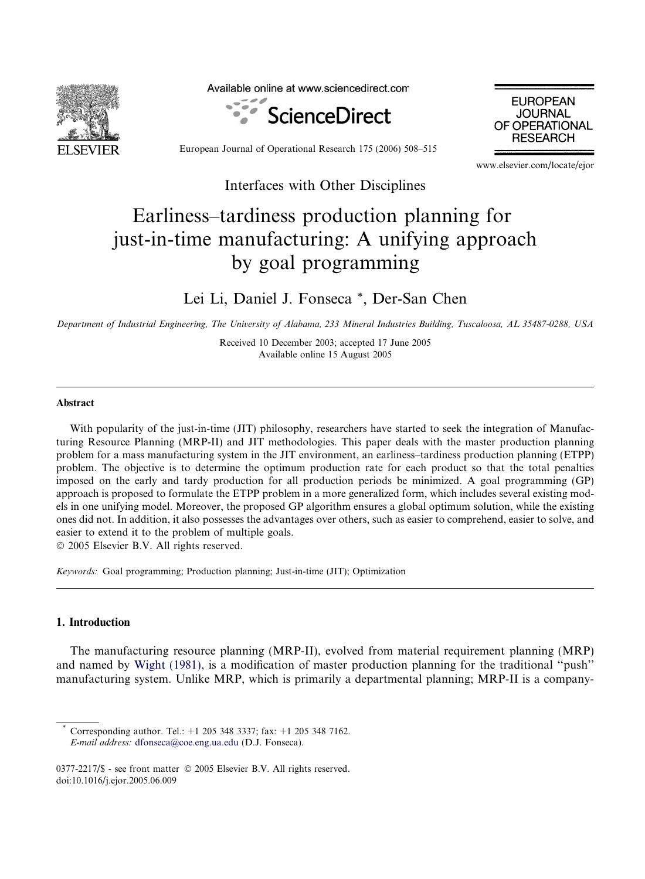Interfaces with Other Disciplines

# Earliness–tardiness production planning for just-in-time manufacturing: A unifying approach by goal programming

Lei Li, Daniel J. Fonseca *, Der-San Chen

*Department of Industrial Engineering, The University of Alabama, 233 Mineral Industries Building, Tuscaloosa, AL 35487-0288, USA*

Received 10 December 2003; accepted 17 June 2005
Available online 15 August 2005

## Abstract

With popularity of the just-in-time (JIT) philosophy, researchers have started to seek the integration of Manufacturing Resource Planning (MRP-II) and JIT methodologies. This paper deals with the master production planning problem for a mass manufacturing system in the JIT environment, an earliness–tardiness production planning (ETPP) problem. The objective is to determine the optimum production rate for each product so that the total penalties imposed on the early and tardy production for all production periods be minimized. A goal programming (GP) approach is proposed to formulate the ETPP problem in a more generalized form, which includes several existing models in one unifying model. Moreover, the proposed GP algorithm ensures a global optimum solution, while the existing ones did not. In addition, it also possesses the advantages over others, such as easier to comprehend, easier to solve, and easier to extend it to the problem of multiple goals.
© 2005 Elsevier B.V. All rights reserved.

*Keywords:* Goal programming; Production planning; Just-in-time (JIT); Optimization

## 1. Introduction

The manufacturing resource planning (MRP-II), evolved from material requirement planning (MRP) and named by Wight (1981), is a modification of master production planning for the traditional ''push'' manufacturing system. Unlike MRP, which is primarily a departmental planning; MRP-II is a company-

* Corresponding author. Tel.: +1 205 348 3337; fax: +1 205 348 7162.
*E-mail address:* dfonseca@coe.eng.ua.edu (D.J. Fonseca).

0377-2217/$ - see front matter © 2005 Elsevier B.V. All rights reserved.
doi:10.1016/j.ejor.2005.06.009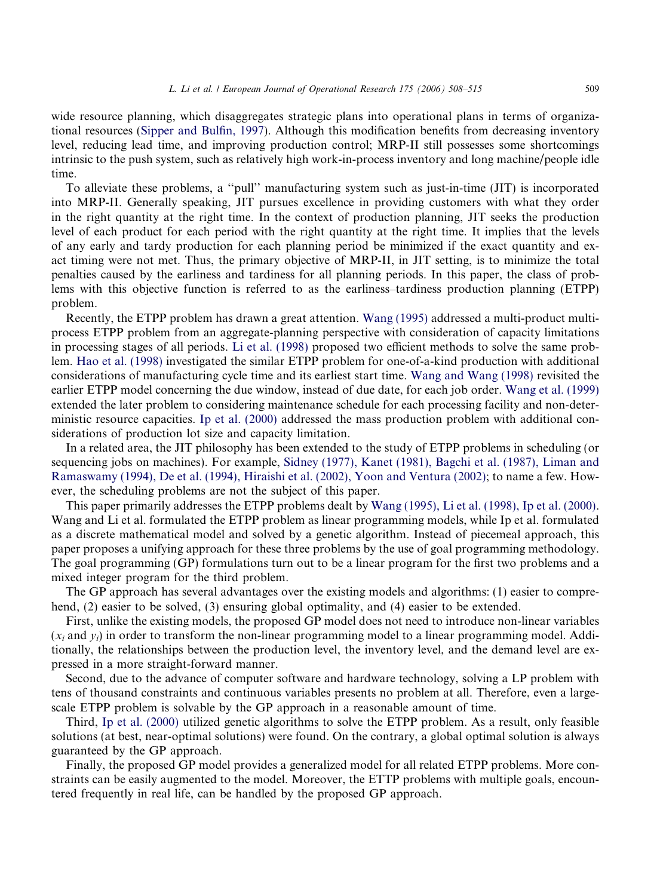wide resource planning, which disaggregates strategic plans into operational plans in terms of organizational resources (Sipper and Bulfin, 1997). Although this modification benefits from decreasing inventory level, reducing lead time, and improving production control; MRP-II still possesses some shortcomings intrinsic to the push system, such as relatively high work-in-process inventory and long machine/people idle time.

To alleviate these problems, a ''pull'' manufacturing system such as just-in-time (JIT) is incorporated into MRP-II. Generally speaking, JIT pursues excellence in providing customers with what they order in the right quantity at the right time. In the context of production planning, JIT seeks the production level of each product for each period with the right quantity at the right time. It implies that the levels of any early and tardy production for each planning period be minimized if the exact quantity and exact timing were not met. Thus, the primary objective of MRP-II, in JIT setting, is to minimize the total penalties caused by the earliness and tardiness for all planning periods. In this paper, the class of problems with this objective function is referred to as the earliness–tardiness production planning (ETPP) problem.

Recently, the ETPP problem has drawn a great attention. Wang (1995) addressed a multi-product multi-process ETPP problem from an aggregate-planning perspective with consideration of capacity limitations in processing stages of all periods. Li et al. (1998) proposed two efficient methods to solve the same problem. Hao et al. (1998) investigated the similar ETPP problem for one-of-a-kind production with additional considerations of manufacturing cycle time and its earliest start time. Wang and Wang (1998) revisited the earlier ETPP model concerning the due window, instead of due date, for each job order. Wang et al. (1999) extended the later problem to considering maintenance schedule for each processing facility and non-deterministic resource capacities. Ip et al. (2000) addressed the mass production problem with additional considerations of production lot size and capacity limitation.

In a related area, the JIT philosophy has been extended to the study of ETPP problems in scheduling (or sequencing jobs on machines). For example, Sidney (1977), Kanet (1981), Bagchi et al. (1987), Liman and Ramaswamy (1994), De et al. (1994), Hiraishi et al. (2002), Yoon and Ventura (2002); to name a few. However, the scheduling problems are not the subject of this paper.

This paper primarily addresses the ETPP problems dealt by Wang (1995), Li et al. (1998), Ip et al. (2000). Wang and Li et al. formulated the ETPP problem as linear programming models, while Ip et al. formulated as a discrete mathematical model and solved by a genetic algorithm. Instead of piecemeal approach, this paper proposes a unifying approach for these three problems by the use of goal programming methodology. The goal programming (GP) formulations turn out to be a linear program for the first two problems and a mixed integer program for the third problem.

The GP approach has several advantages over the existing models and algorithms: (1) easier to comprehend, (2) easier to be solved, (3) ensuring global optimality, and (4) easier to be extended.

First, unlike the existing models, the proposed GP model does not need to introduce non-linear variables ($x_i$ and $y_i$) in order to transform the non-linear programming model to a linear programming model. Additionally, the relationships between the production level, the inventory level, and the demand level are expressed in a more straight-forward manner.

Second, due to the advance of computer software and hardware technology, solving a LP problem with tens of thousand constraints and continuous variables presents no problem at all. Therefore, even a large-scale ETPP problem is solvable by the GP approach in a reasonable amount of time.

Third, Ip et al. (2000) utilized genetic algorithms to solve the ETPP problem. As a result, only feasible solutions (at best, near-optimal solutions) were found. On the contrary, a global optimal solution is always guaranteed by the GP approach.

Finally, the proposed GP model provides a generalized model for all related ETPP problems. More constraints can be easily augmented to the model. Moreover, the ETTP problems with multiple goals, encountered frequently in real life, can be handled by the proposed GP approach.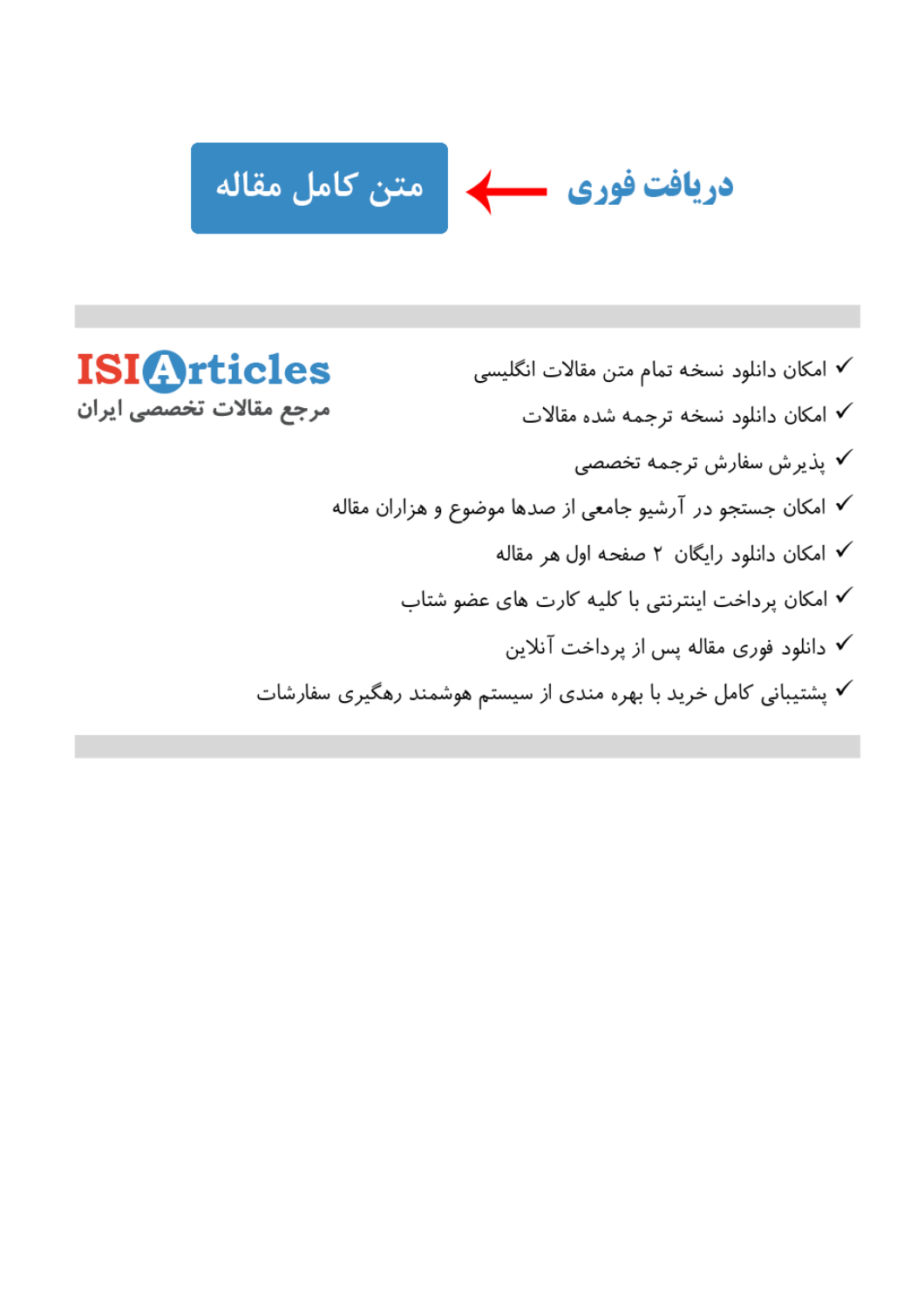دریافت فوری ← متن کامل مقاله

ISIArticles

مرجع مقالات تخصصی ایران

- ✓ امکان دانلود نسخه تمام متن مقالات انگلیسی
- ✓ امکان دانلود نسخه ترجمه شده مقالات
- ✓ پذیرش سفارش ترجمه تخصصی
- ✓ امکان جستجو در آرشیو جامعی از صدها موضوع و هزاران مقاله
- ✓ امکان دانلود رایگان ۲ صفحه اول هر مقاله
- ✓ امکان پرداخت اینترنتی با کلیه کارت های عضو شتاب
- ✓ دانلود فوری مقاله پس از پرداخت آنلاین
- ✓ پشتیبانی کامل خرید با بهره مندی از سیستم هوشمند رهگیری سفارشات